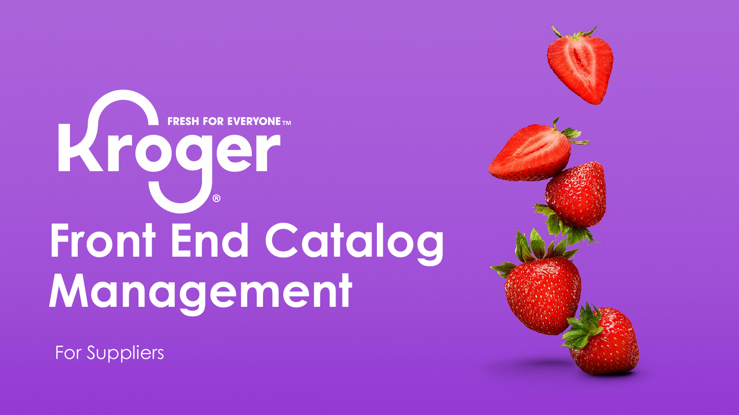Kroger

FRESH FOR EVERYONE™

# Front End Catalog Management

For Suppliers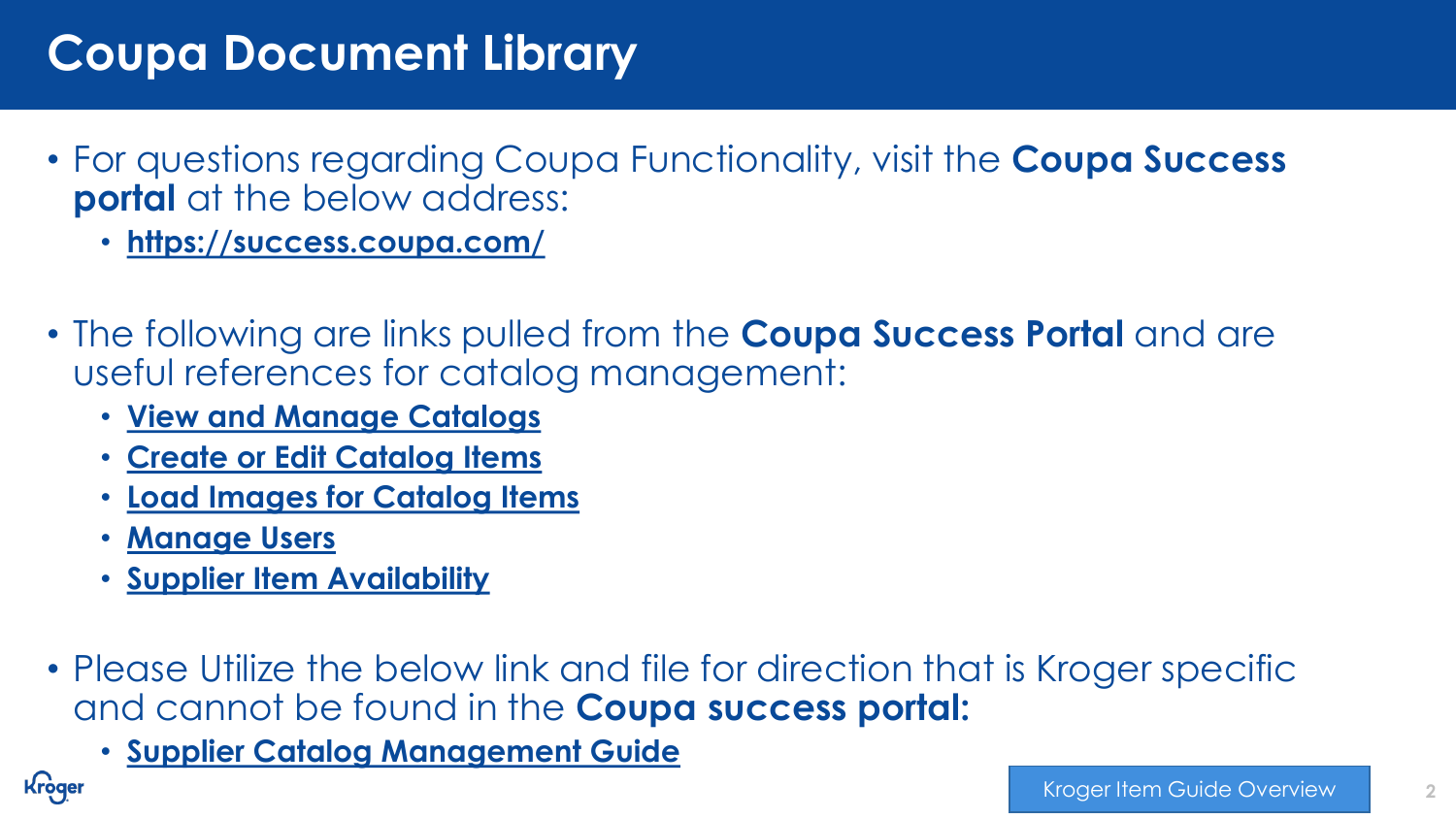# Coupa Document Library

- For questions regarding Coupa Functionality, visit the **Coupa Success portal** at the below address:
  - **https://success.coupa.com/**

- The following are links pulled from the **Coupa Success Portal** and are useful references for catalog management:
  - **View and Manage Catalogs**
  - **Create or Edit Catalog Items**
  - **Load Images for Catalog Items**
  - **Manage Users**
  - **Supplier Item Availability**

- Please Utilize the below link and file for direction that is Kroger specific and cannot be found in the **Coupa success portal:**
  - **Supplier Catalog Management Guide**

Kroger Item Guide Overview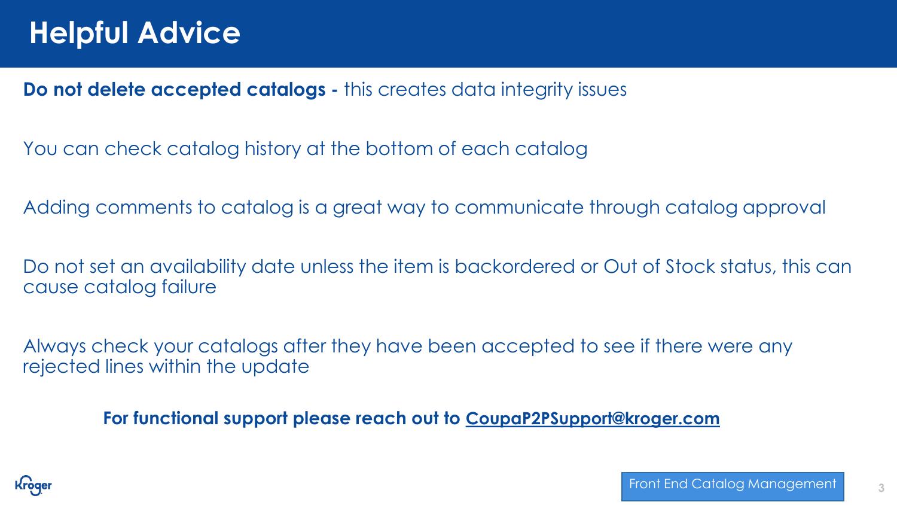# Helpful Advice

**Do not delete accepted catalogs -** this creates data integrity issues

You can check catalog history at the bottom of each catalog

Adding comments to catalog is a great way to communicate through catalog approval

Do not set an availability date unless the item is backordered or Out of Stock status, this can cause catalog failure

Always check your catalogs after they have been accepted to see if there were any rejected lines within the update

**For functional support please reach out to CoupaP2PSupport@kroger.com**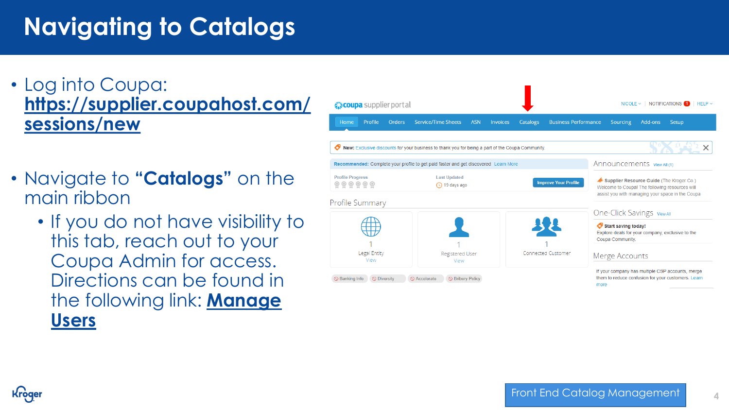# Navigating to Catalogs

- Log into Coupa: **https://supplier.coupahost.com/sessions/new**

- Navigate to **"Catalogs"** on the main ribbon
  - If you do not have visibility to this tab, reach out to your Coupa Admin for access. Directions can be found in the following link: **Manage Users**

Front End Catalog Management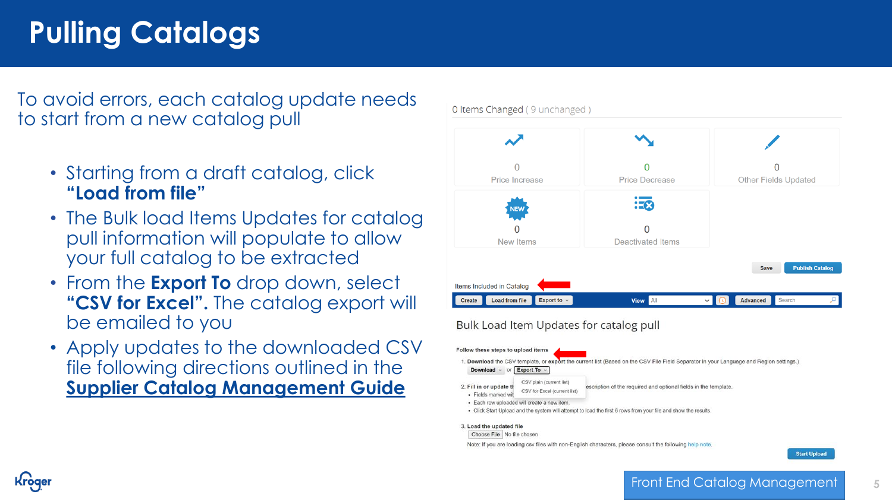# Pulling Catalogs

To avoid errors, each catalog update needs to start from a new catalog pull

- Starting from a draft catalog, click **"Load from file"**
- The Bulk load Items Updates for catalog pull information will populate to allow your full catalog to be extracted
- From the **Export To** drop down, select **"CSV for Excel".** The catalog export will be emailed to you
- Apply updates to the downloaded CSV file following directions outlined in the Supplier Catalog Management Guide

0 Items Changed ( 9 unchanged )

| 0 Price Increase | 0 Price Decrease | 0 Other Fields Updated |
|---|---|---|
| 0 New Items | 0 Deactivated Items | |

Save | Publish Catalog

Items Included in Catalog

Create | Load from file | Export to | View All | Advanced | Search

Bulk Load Item Updates for catalog pull

Follow these steps to upload items

1. Download the CSV template, or export the current list (Based on the CSV File Field Separator in your Language and Region settings.)
   Download or Export To
   - CSV plain (current list)
   - CSV for Excel (current list)
2. Fill in or update th... escription of the required and optional fields in the template.
   - Fields marked wit...
   - Each row uploaded will create a new item.
   - Click Start Upload and the system will attempt to load the first 6 rows from your file and show the results.
3. Load the updated file
   Choose File No file chosen
   Note: If you are loading csv files with non-English characters, please consult the following help note.

Start Upload

Front End Catalog Management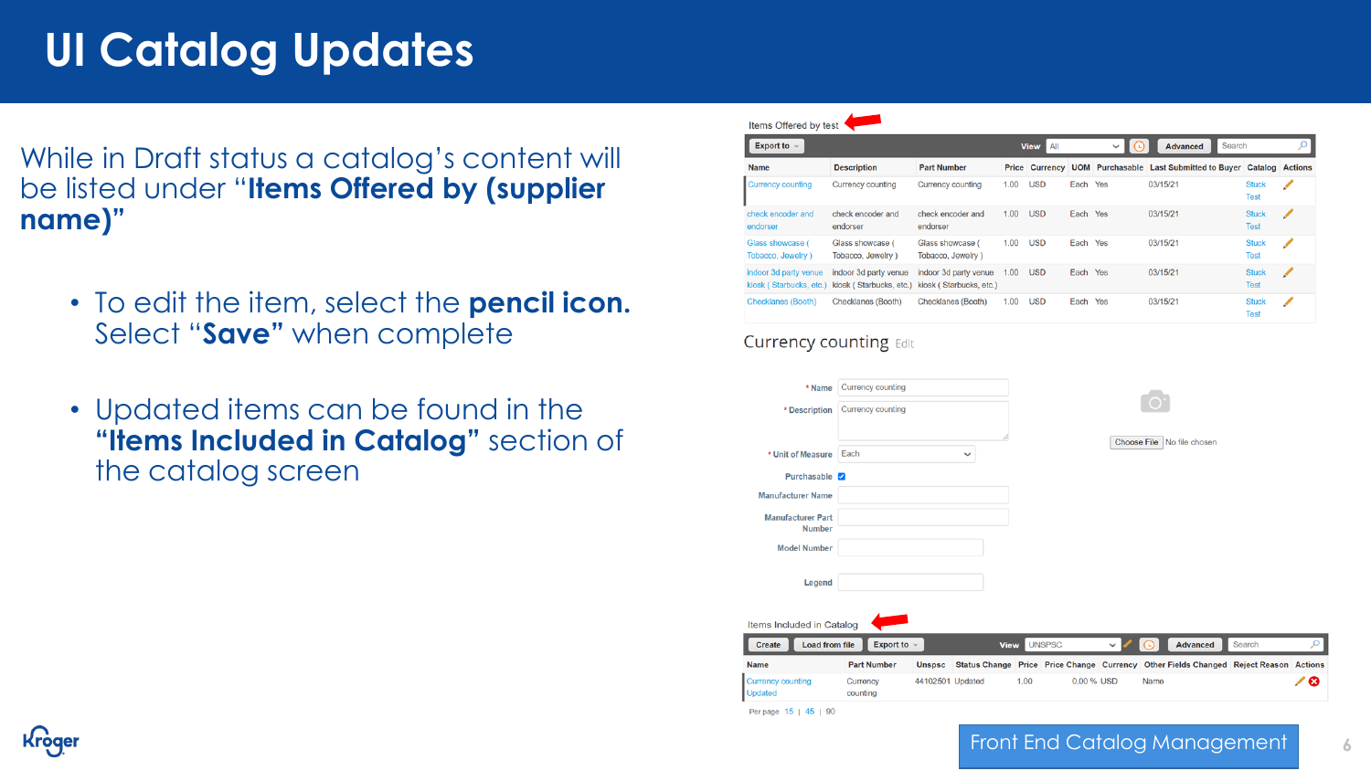# UI Catalog Updates

While in Draft status a catalog's content will be listed under "**Items Offered by (supplier name)**"

- To edit the item, select the **pencil icon.** Select "**Save**" when complete
- Updated items can be found in the **"Items Included in Catalog"** section of the catalog screen

Items Offered by test

Export to | View All | Advanced | Search

| Name | Description | Part Number | Price | Currency | UOM | Purchasable | Last Submitted to Buyer | Catalog | Actions |
|---|---|---|---|---|---|---|---|---|---|
| Currency counting | Currency counting | Currency counting | 1.00 | USD | Each | Yes | 03/15/21 | Stuck Test | |
| check encoder and endorser | check encoder and endorser | check encoder and endorser | 1.00 | USD | Each | Yes | 03/15/21 | Stuck Test | |
| Glass showcase ( Tobacco, Jewelry ) | Glass showcase ( Tobacco, Jewelry ) | Glass showcase ( Tobacco, Jewelry ) | 1.00 | USD | Each | Yes | 03/15/21 | Stuck Test | |
| indoor 3d party venue kiosk ( Starbucks, etc.) | indoor 3d party venue kiosk ( Starbucks, etc.) | indoor 3d party venue kiosk ( Starbucks, etc.) | 1.00 | USD | Each | Yes | 03/15/21 | Stuck Test | |
| Checklanes (Booth) | Checklanes (Booth) | Checklanes (Booth) | 1.00 | USD | Each | Yes | 03/15/21 | Stuck Test | |

Currency counting Edit

- \* Name: Currency counting
- \* Description: Currency counting
- \* Unit of Measure: Each
- Purchasable: ☑
- Manufacturer Name:
- Manufacturer Part Number:
- Model Number:
- Legend:

Choose File No file chosen

Items Included in Catalog

Create | Load from file | Export to | View UNSPSC | Advanced | Search

| Name | Part Number | Unspsc | Status Change | Price | Price Change | Currency | Other Fields Changed | Reject Reason | Actions |
|---|---|---|---|---|---|---|---|---|---|
| Currency counting Updated | Currency counting | 44102501 | Updated | 1.00 | 0.00 % | USD | Name | | |

Per page 15 | 45 | 90

Front End Catalog Management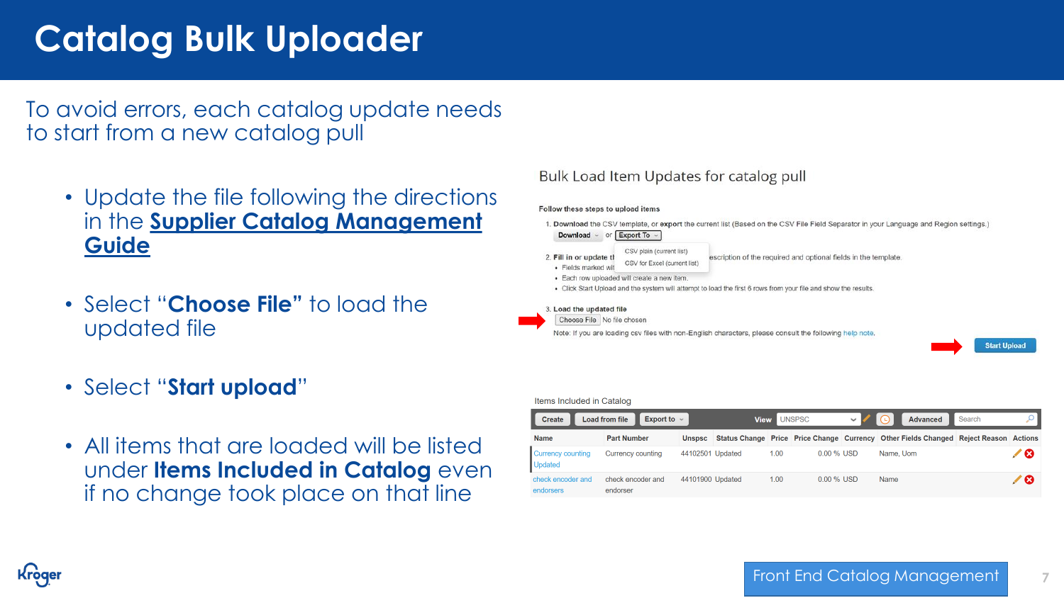# Catalog Bulk Uploader

To avoid errors, each catalog update needs to start from a new catalog pull

- Update the file following the directions in the **Supplier Catalog Management Guide**
- Select "**Choose File**" to load the updated file
- Select "**Start upload**"
- All items that are loaded will be listed under **Items Included in Catalog** even if no change took place on that line

## Bulk Load Item Updates for catalog pull

**Follow these steps to upload items**

1. **Download** the CSV template, or **export** the current list (Based on the CSV File Field Separator in your Language and Region settings.)
   Download or Export To
   - CSV plain (current list)
   - CSV for Excel (current list)
2. **Fill in or update th**... escription of the required and optional fields in the template.
   - Fields marked wit...
   - Each row uploaded will create a new item.
   - Click Start Upload and the system will attempt to load the first 6 rows from your file and show the results.
3. **Load the updated file**
   Choose File No file chosen
   Note: If you are loading csv files with non-English characters, please consult the following help note.

Start Upload

### Items Included in Catalog

Create | Load from file | Export to | View UNSPSC | Advanced | Search

| Name | Part Number | Unspsc | Status Change | Price | Price Change | Currency | Other Fields Changed | Reject Reason | Actions |
|---|---|---|---|---|---|---|---|---|---|
| Currency counting Updated | Currency counting | 44102501 | Updated | 1.00 | 0.00 % | USD | Name, Uom | | |
| check encoder and endorsers | check encoder and endorser | 44101900 | Updated | 1.00 | 0.00 % | USD | Name | | |

Front End Catalog Management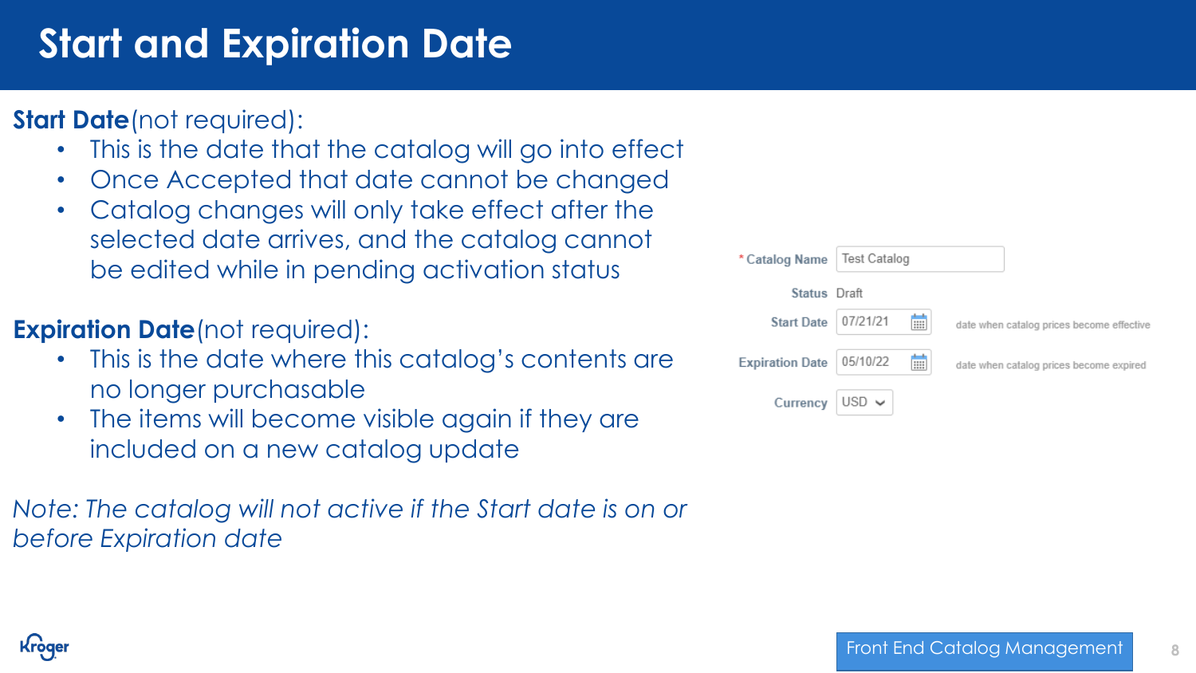# Start and Expiration Date

**Start Date** (not required):

- This is the date that the catalog will go into effect
- Once Accepted that date cannot be changed
- Catalog changes will only take effect after the selected date arrives, and the catalog cannot be edited while in pending activation status

**Expiration Date** (not required):

- This is the date where this catalog's contents are no longer purchasable
- The items will become visible again if they are included on a new catalog update

*Note: The catalog will not active if the Start date is on or before Expiration date*

| | | |
|---|---|---|
| * Catalog Name | Test Catalog | |
| Status | Draft | |
| Start Date | 07/21/21 | date when catalog prices become effective |
| Expiration Date | 05/10/22 | date when catalog prices become expired |
| Currency | USD | |

Front End Catalog Management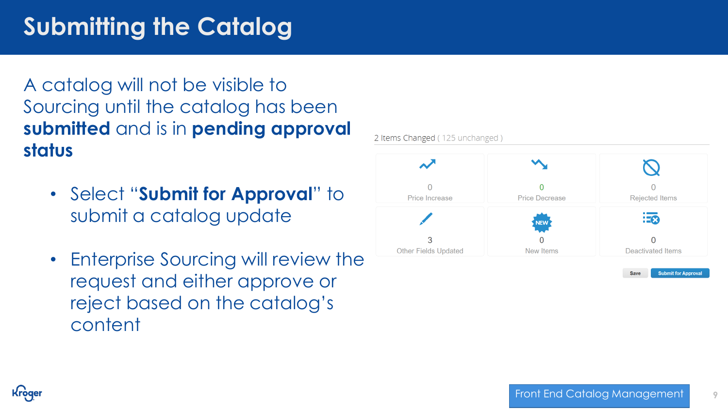# Submitting the Catalog

A catalog will not be visible to Sourcing until the catalog has been **submitted** and is in **pending approval status**

- Select "**Submit for Approval**" to submit a catalog update
- Enterprise Sourcing will review the request and either approve or reject based on the catalog's content

2 Items Changed ( 125 unchanged )

| | | |
|---|---|---|
| 0 Price Increase | 0 Price Decrease | 0 Rejected Items |
| 3 Other Fields Updated | 0 New Items | 0 Deactivated Items |

Save | Submit for Approval

Front End Catalog Management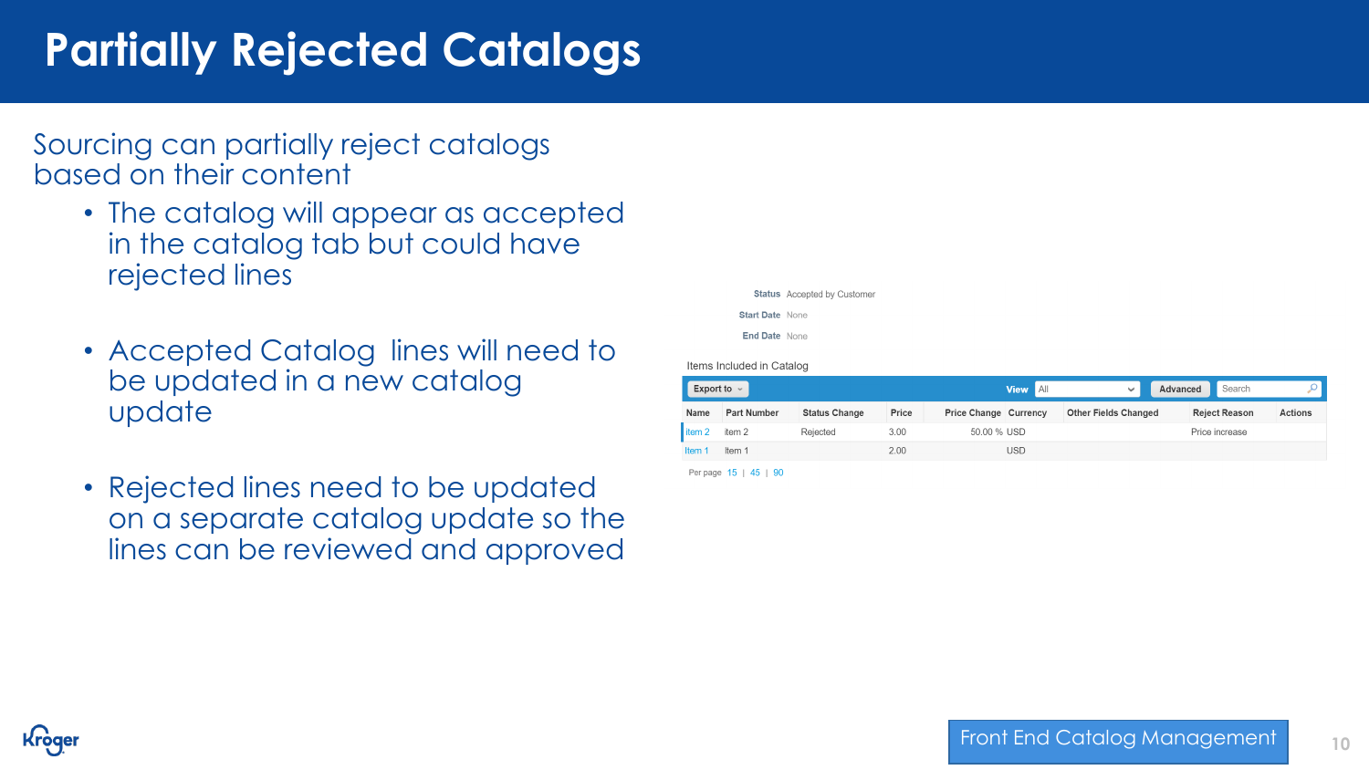# Partially Rejected Catalogs

Sourcing can partially reject catalogs based on their content

- The catalog will appear as accepted in the catalog tab but could have rejected lines
- Accepted Catalog lines will need to be updated in a new catalog update
- Rejected lines need to be updated on a separate catalog update so the lines can be reviewed and approved

**Status** Accepted by Customer

**Start Date** None

**End Date** None

Items Included in Catalog

Export to | View All | Advanced | Search

| Name | Part Number | Status Change | Price | Price Change | Currency | Other Fields Changed | Reject Reason | Actions |
|---|---|---|---|---|---|---|---|---|
| item 2 | item 2 | Rejected | 3.00 | 50.00 % | USD | | Price increase | |
| Item 1 | Item 1 | | 2.00 | | USD | | | |

Per page 15 | 45 | 90

Front End Catalog Management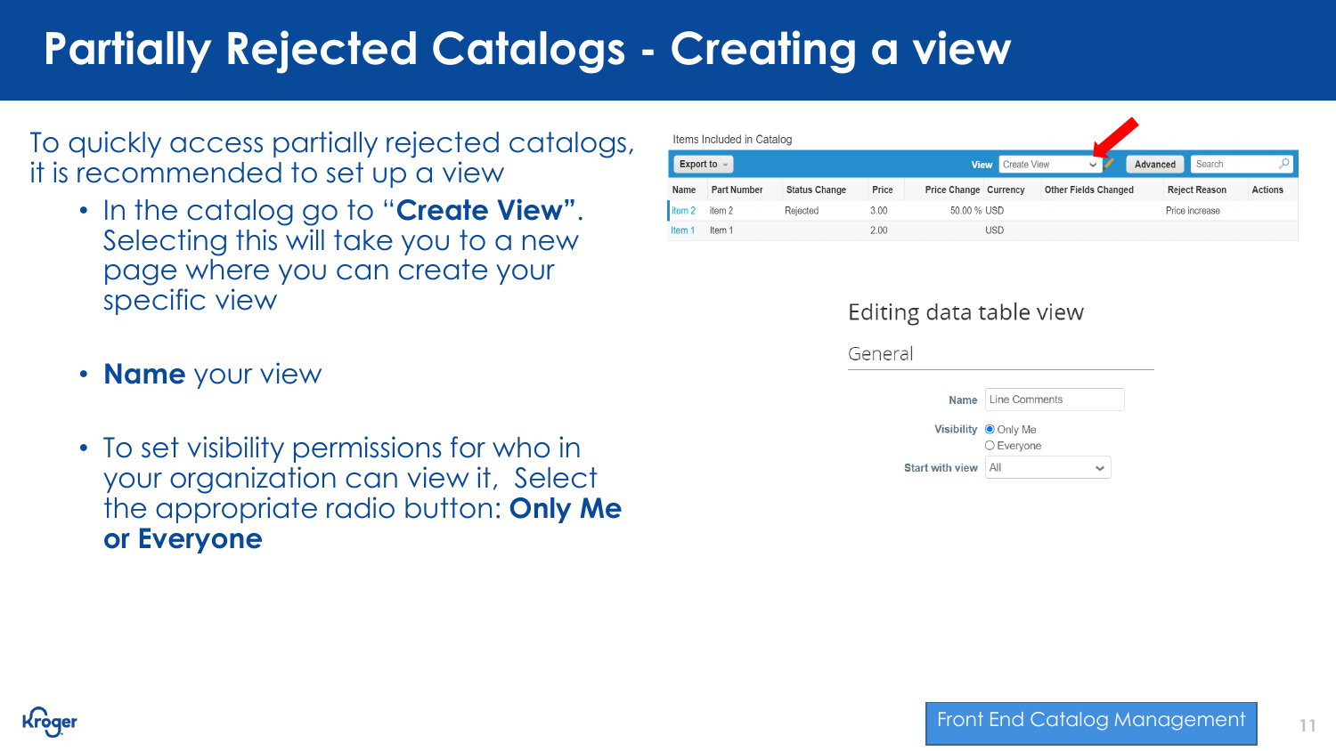# Partially Rejected Catalogs - Creating a view

To quickly access partially rejected catalogs, it is recommended to set up a view

- In the catalog go to "**Create View**". Selecting this will take you to a new page where you can create your specific view

- **Name** your view

- To set visibility permissions for who in your organization can view it, Select the appropriate radio button: **Only Me or Everyone**

Items Included in Catalog

Export to | View: Create View | Advanced | Search

| Name | Part Number | Status Change | Price | Price Change | Currency | Other Fields Changed | Reject Reason | Actions |
|---|---|---|---|---|---|---|---|---|
| item 2 | item 2 | Rejected | 3.00 | 50.00 % | USD | | Price increase | |
| Item 1 | Item 1 | | 2.00 | | USD | | | |

Editing data table view

General

Name: Line Comments

Visibility: ◉ Only Me ○ Everyone

Start with view: All

Front End Catalog Management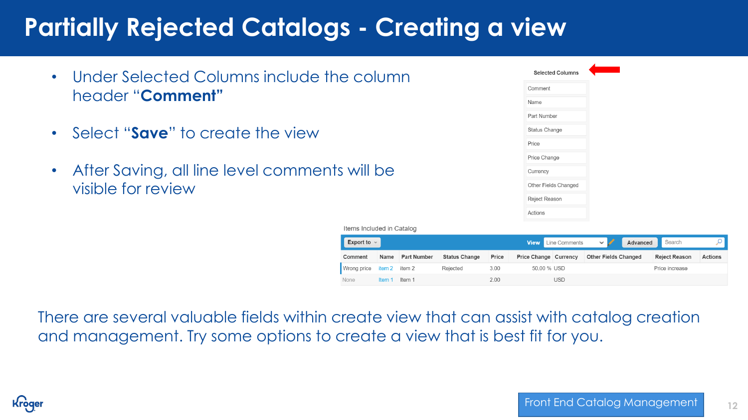# Partially Rejected Catalogs - Creating a view

- Under Selected Columns include the column header "**Comment**"
- Select "**Save**" to create the view
- After Saving, all line level comments will be visible for review

**Selected Columns**

- Comment
- Name
- Part Number
- Status Change
- Price
- Price Change
- Currency
- Other Fields Changed
- Reject Reason
- Actions

Items Included in Catalog

Export to | View: Line Comments | Advanced | Search

| Comment | Name | Part Number | Status Change | Price | Price Change | Currency | Other Fields Changed | Reject Reason | Actions |
|---|---|---|---|---|---|---|---|---|---|
| Wrong price | item 2 | item 2 | Rejected | 3.00 | 50.00 % | USD | | Price increase | |
| None | Item 1 | Item 1 | | 2.00 | | USD | | | |

There are several valuable fields within create view that can assist with catalog creation and management. Try some options to create a view that is best fit for you.

Front End Catalog Management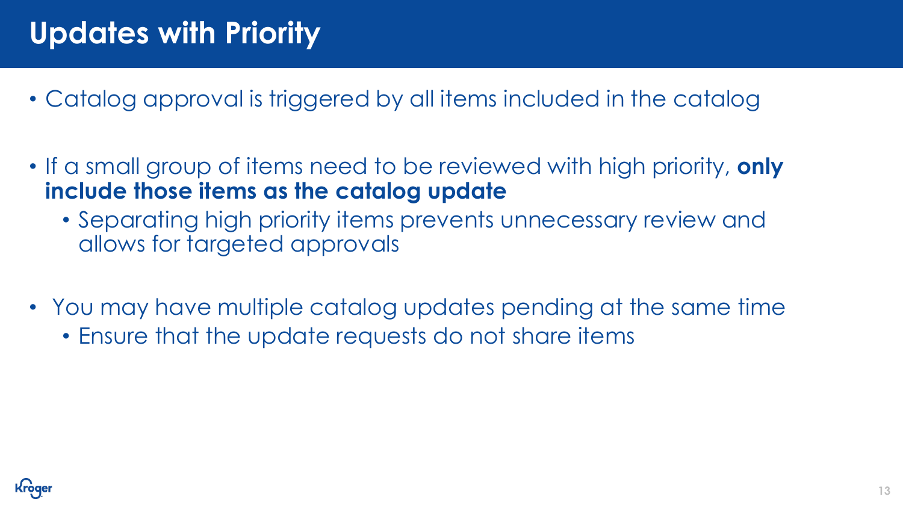# Updates with Priority

- Catalog approval is triggered by all items included in the catalog
- If a small group of items need to be reviewed with high priority, **only include those items as the catalog update**
  - Separating high priority items prevents unnecessary review and allows for targeted approvals
- You may have multiple catalog updates pending at the same time
  - Ensure that the update requests do not share items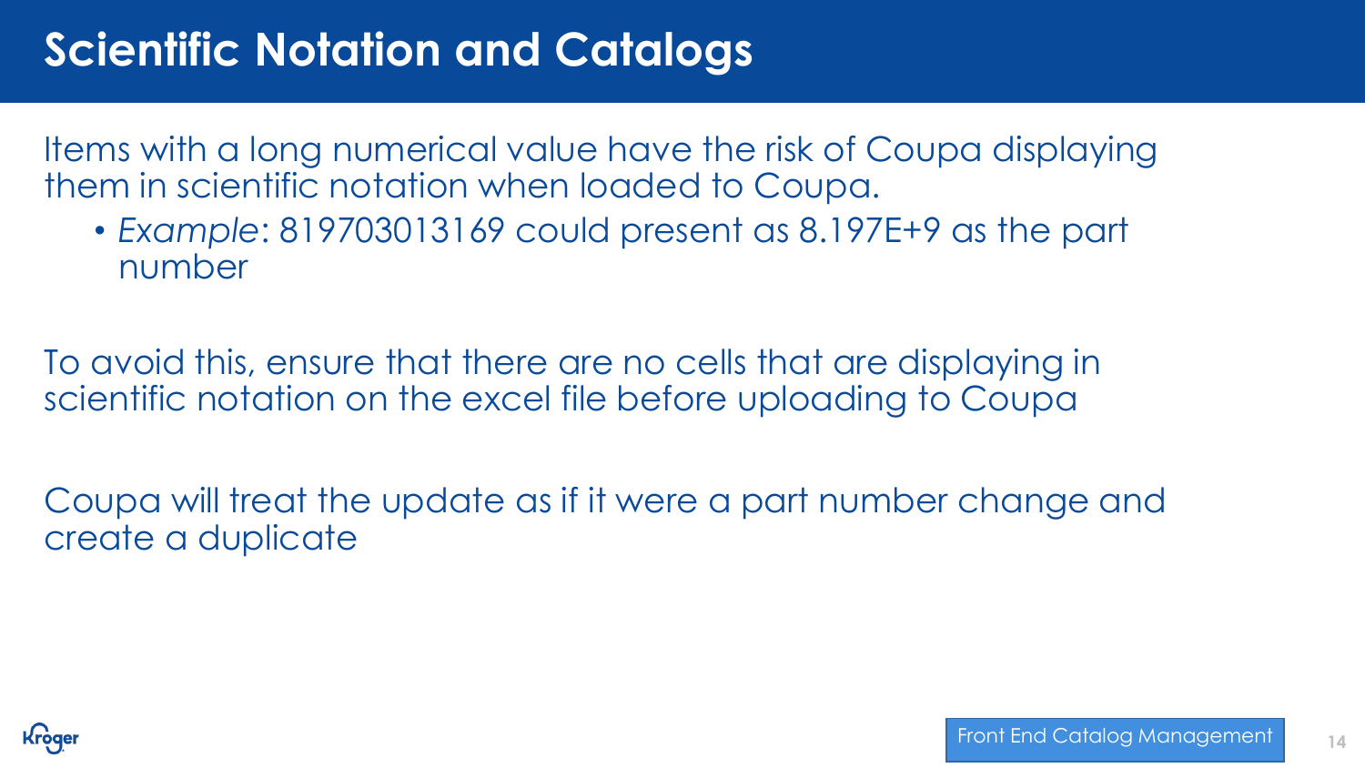# Scientific Notation and Catalogs

Items with a long numerical value have the risk of Coupa displaying them in scientific notation when loaded to Coupa.

- *Example*: 819703013169 could present as 8.197E+9 as the part number

To avoid this, ensure that there are no cells that are displaying in scientific notation on the excel file before uploading to Coupa

Coupa will treat the update as if it were a part number change and create a duplicate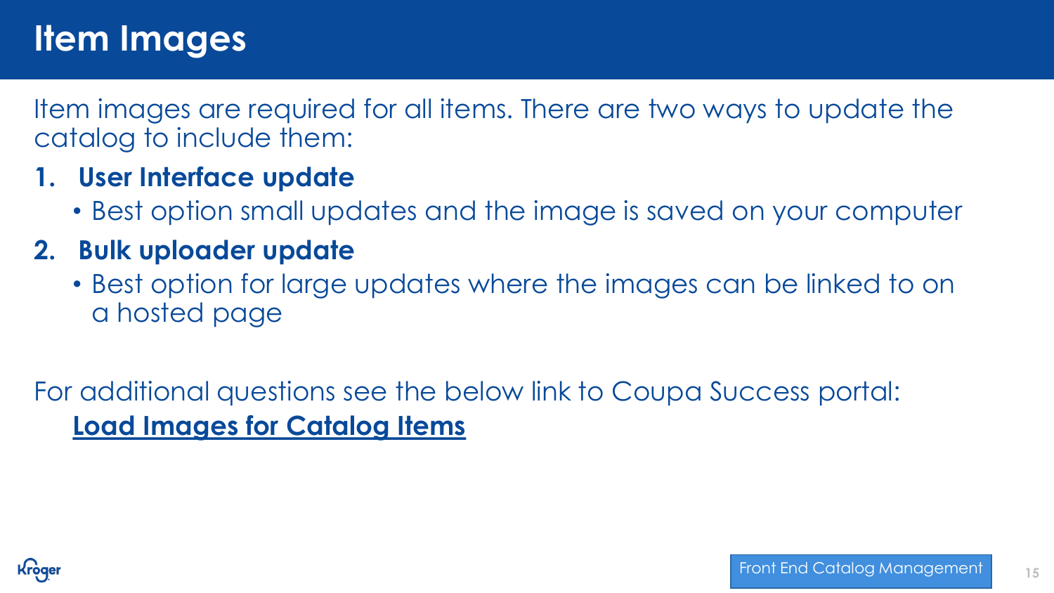# Item Images

Item images are required for all items. There are two ways to update the catalog to include them:

1. **User Interface update**
   - Best option small updates and the image is saved on your computer
2. **Bulk uploader update**
   - Best option for large updates where the images can be linked to on a hosted page

For additional questions see the below link to Coupa Success portal:

**Load Images for Catalog Items**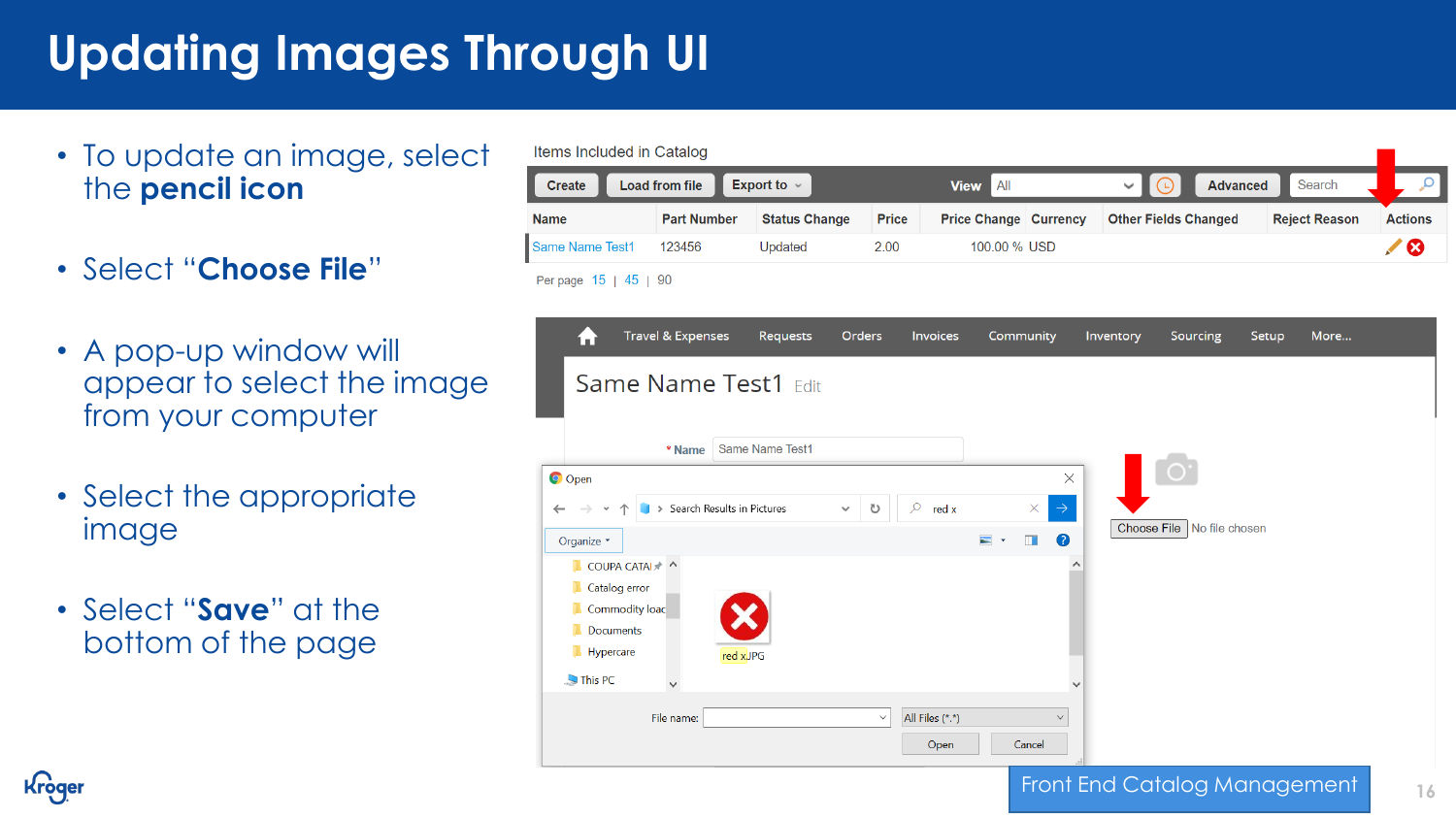# Updating Images Through UI

- To update an image, select the **pencil icon**
- Select "**Choose File**"
- A pop-up window will appear to select the image from your computer
- Select the appropriate image
- Select "**Save**" at the bottom of the page

Items Included in Catalog

| Name | Part Number | Status Change | Price | Price Change | Currency | Other Fields Changed | Reject Reason | Actions |
|---|---|---|---|---|---|---|---|---|
| Same Name Test1 | 123456 | Updated | 2.00 | 100.00 % | USD | | | |

Per page 15 | 45 | 90

Same Name Test1 Edit

\* Name: Same Name Test1

Choose File  No file chosen

Front End Catalog Management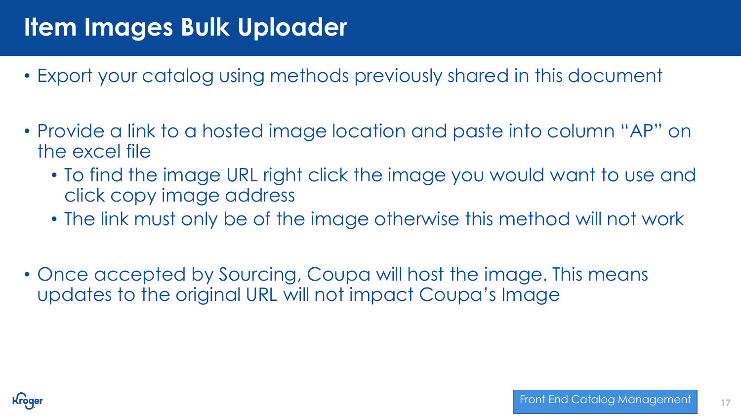# Item Images Bulk Uploader

- Export your catalog using methods previously shared in this document
- Provide a link to a hosted image location and paste into column "AP" on the excel file
  - To find the image URL right click the image you would want to use and click copy image address
  - The link must only be of the image otherwise this method will not work
- Once accepted by Sourcing, Coupa will host the image. This means updates to the original URL will not impact Coupa's Image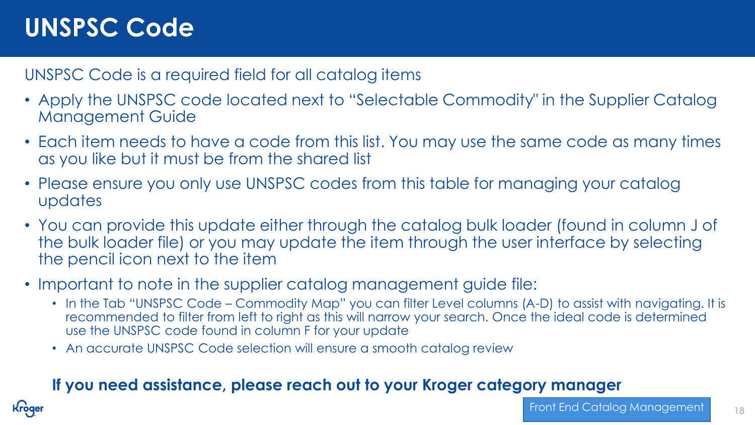# UNSPSC Code

UNSPSC Code is a required field for all catalog items

- Apply the UNSPSC code located next to "Selectable Commodity" in the Supplier Catalog Management Guide
- Each item needs to have a code from this list. You may use the same code as many times as you like but it must be from the shared list
- Please ensure you only use UNSPSC codes from this table for managing your catalog updates
- You can provide this update either through the catalog bulk loader (found in column J of the bulk loader file) or you may update the item through the user interface by selecting the pencil icon next to the item
- Important to note in the supplier catalog management guide file:
  - In the Tab "UNSPSC Code – Commodity Map" you can filter Level columns (A-D) to assist with navigating. It is recommended to filter from left to right as this will narrow your search. Once the ideal code is determined use the UNSPSC code found in column F for your update
  - An accurate UNSPSC Code selection will ensure a smooth catalog review

**If you need assistance, please reach out to your Kroger category manager**

Front End Catalog Management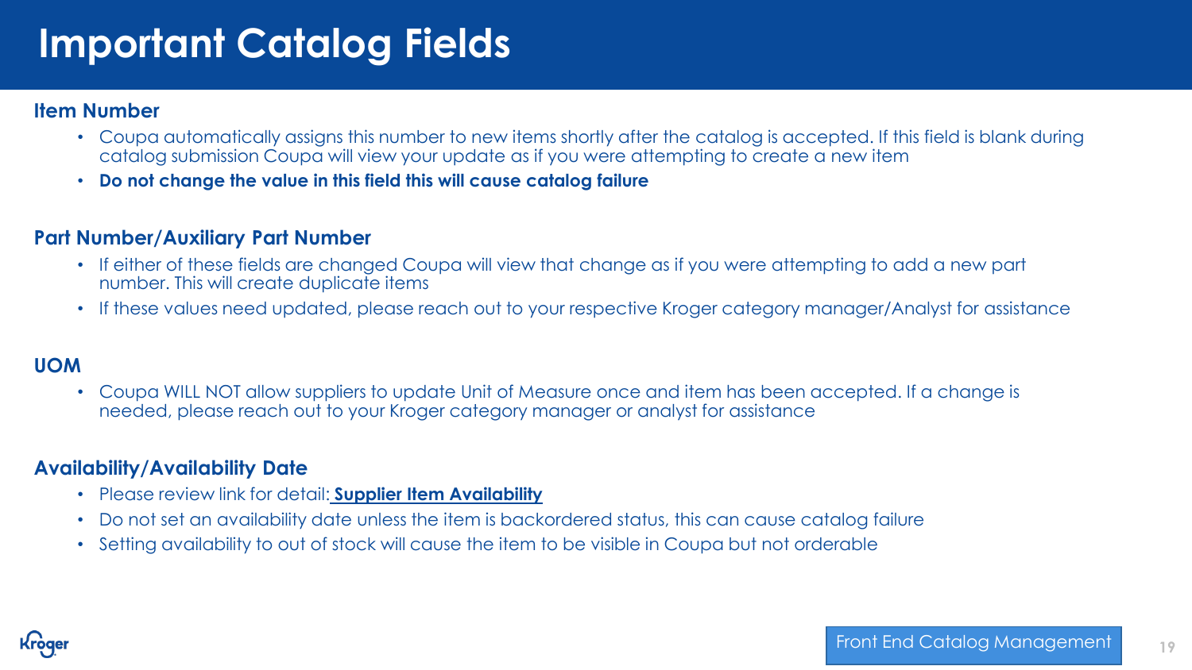# Important Catalog Fields

**Item Number**

- Coupa automatically assigns this number to new items shortly after the catalog is accepted. If this field is blank during catalog submission Coupa will view your update as if you were attempting to create a new item
- **Do not change the value in this field this will cause catalog failure**

**Part Number/Auxiliary Part Number**

- If either of these fields are changed Coupa will view that change as if you were attempting to add a new part number. This will create duplicate items
- If these values need updated, please reach out to your respective Kroger category manager/Analyst for assistance

**UOM**

- Coupa WILL NOT allow suppliers to update Unit of Measure once and item has been accepted. If a change is needed, please reach out to your Kroger category manager or analyst for assistance

**Availability/Availability Date**

- Please review link for detail: **Supplier Item Availability**
- Do not set an availability date unless the item is backordered status, this can cause catalog failure
- Setting availability to out of stock will cause the item to be visible in Coupa but not orderable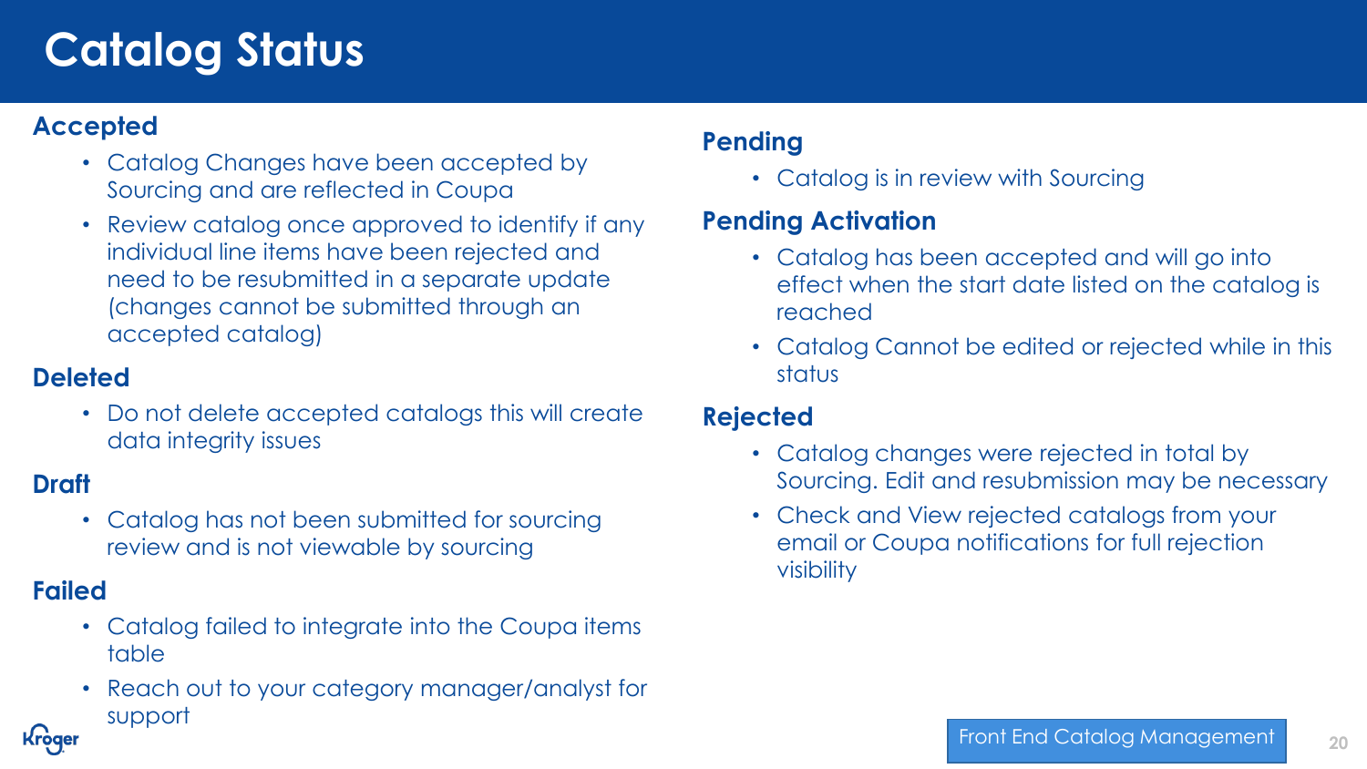# Catalog Status

### Accepted

- Catalog Changes have been accepted by Sourcing and are reflected in Coupa
- Review catalog once approved to identify if any individual line items have been rejected and need to be resubmitted in a separate update (changes cannot be submitted through an accepted catalog)

### Deleted

- Do not delete accepted catalogs this will create data integrity issues

### Draft

- Catalog has not been submitted for sourcing review and is not viewable by sourcing

### Failed

- Catalog failed to integrate into the Coupa items table
- Reach out to your category manager/analyst for support

### Pending

- Catalog is in review with Sourcing

### Pending Activation

- Catalog has been accepted and will go into effect when the start date listed on the catalog is reached
- Catalog Cannot be edited or rejected while in this status

### Rejected

- Catalog changes were rejected in total by Sourcing. Edit and resubmission may be necessary
- Check and View rejected catalogs from your email or Coupa notifications for full rejection visibility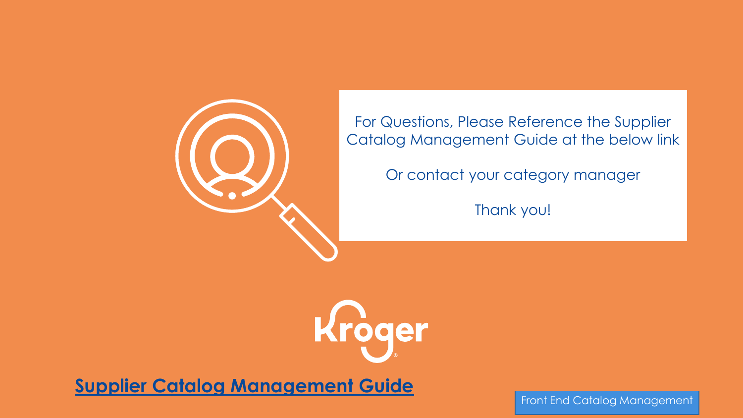For Questions, Please Reference the Supplier Catalog Management Guide at the below link

Or contact your category manager

Thank you!

**Supplier Catalog Management Guide**

Front End Catalog Management